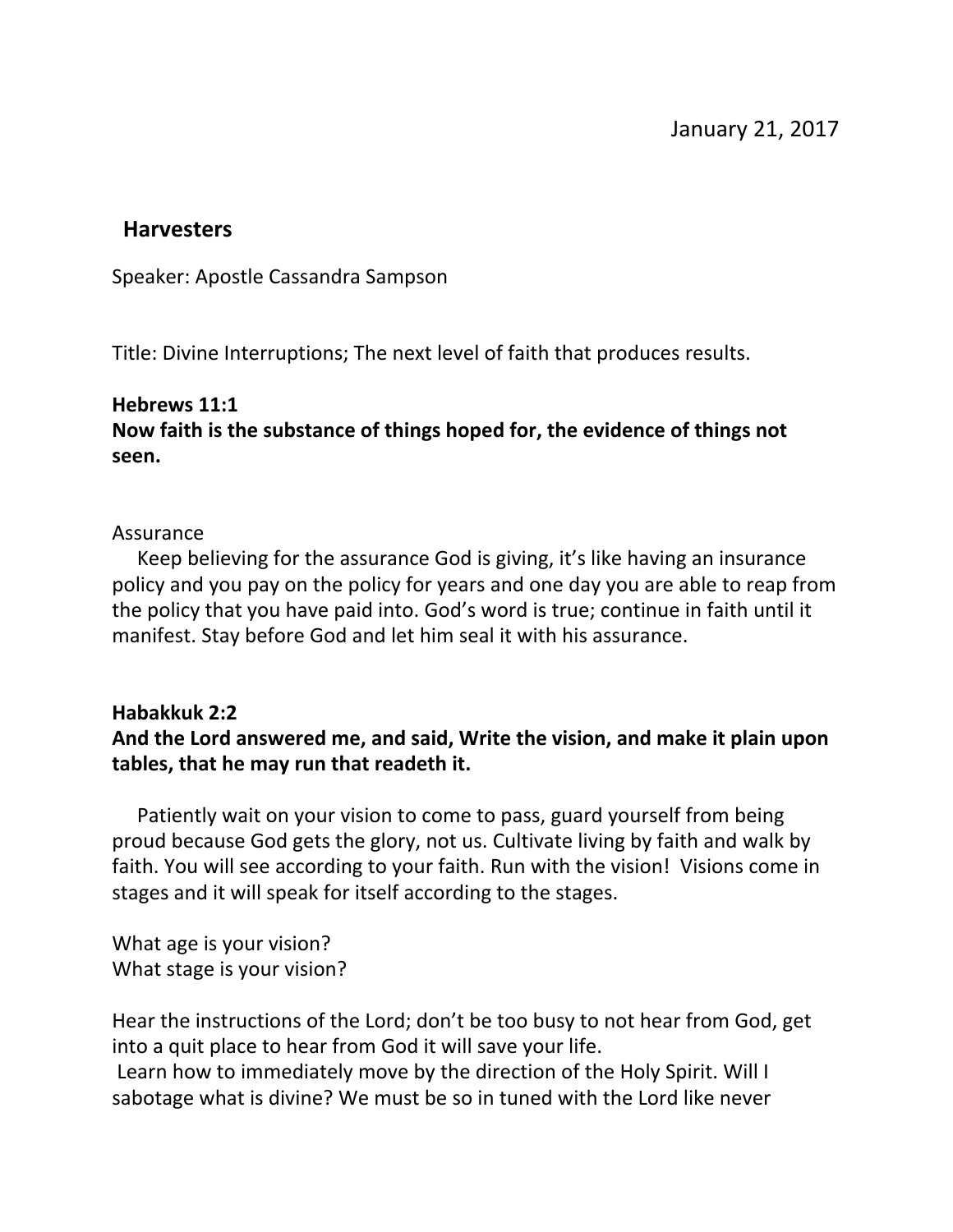January 21, 2017

## Harvesters

Speaker: Apostle Cassandra Sampson

Title: Divine Interruptions; The next level of faith that produces results.

**Hebrews 11:1**
**Now faith is the substance of things hoped for, the evidence of things not seen.**

Assurance

Keep believing for the assurance God is giving, it's like having an insurance policy and you pay on the policy for years and one day you are able to reap from the policy that you have paid into. God's word is true; continue in faith until it manifest. Stay before God and let him seal it with his assurance.

**Habakkuk 2:2**
**And the Lord answered me, and said, Write the vision, and make it plain upon tables, that he may run that readeth it.**

Patiently wait on your vision to come to pass, guard yourself from being proud because God gets the glory, not us. Cultivate living by faith and walk by faith. You will see according to your faith. Run with the vision! Visions come in stages and it will speak for itself according to the stages.

What age is your vision?
What stage is your vision?

Hear the instructions of the Lord; don't be too busy to not hear from God, get into a quit place to hear from God it will save your life.
Learn how to immediately move by the direction of the Holy Spirit. Will I sabotage what is divine? We must be so in tuned with the Lord like never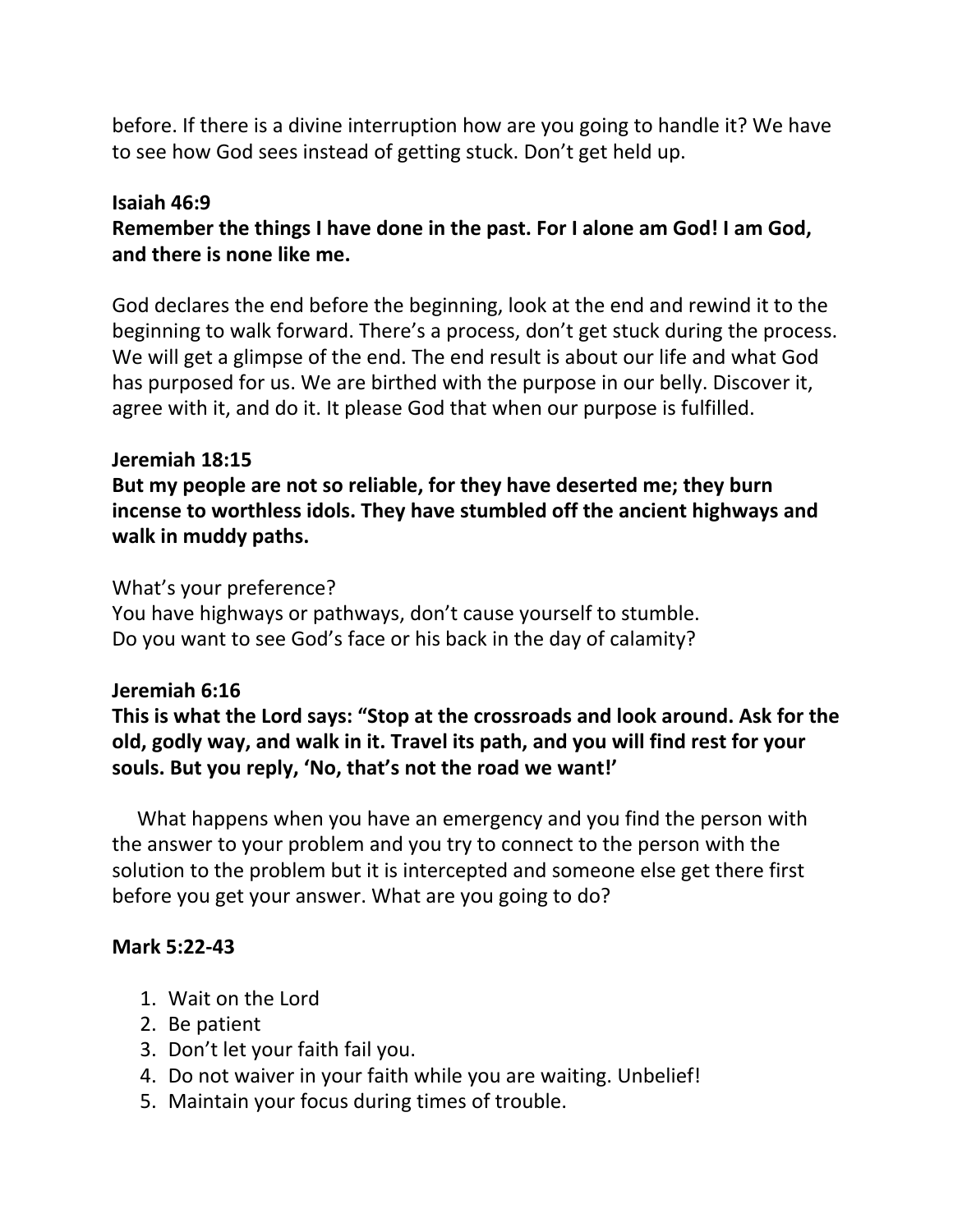before. If there is a divine interruption how are you going to handle it? We have to see how God sees instead of getting stuck. Don't get held up.

**Isaiah 46:9**
**Remember the things I have done in the past. For I alone am God! I am God, and there is none like me.**

God declares the end before the beginning, look at the end and rewind it to the beginning to walk forward. There's a process, don't get stuck during the process. We will get a glimpse of the end. The end result is about our life and what God has purposed for us. We are birthed with the purpose in our belly. Discover it, agree with it, and do it. It please God that when our purpose is fulfilled.

**Jeremiah 18:15**
**But my people are not so reliable, for they have deserted me; they burn incense to worthless idols. They have stumbled off the ancient highways and walk in muddy paths.**

What's your preference?
You have highways or pathways, don't cause yourself to stumble.
Do you want to see God's face or his back in the day of calamity?

**Jeremiah 6:16**
**This is what the Lord says: "Stop at the crossroads and look around. Ask for the old, godly way, and walk in it. Travel its path, and you will find rest for your souls. But you reply, 'No, that's not the road we want!'**

What happens when you have an emergency and you find the person with the answer to your problem and you try to connect to the person with the solution to the problem but it is intercepted and someone else get there first before you get your answer. What are you going to do?

**Mark 5:22-43**

1. Wait on the Lord
2. Be patient
3. Don't let your faith fail you.
4. Do not waiver in your faith while you are waiting. Unbelief!
5. Maintain your focus during times of trouble.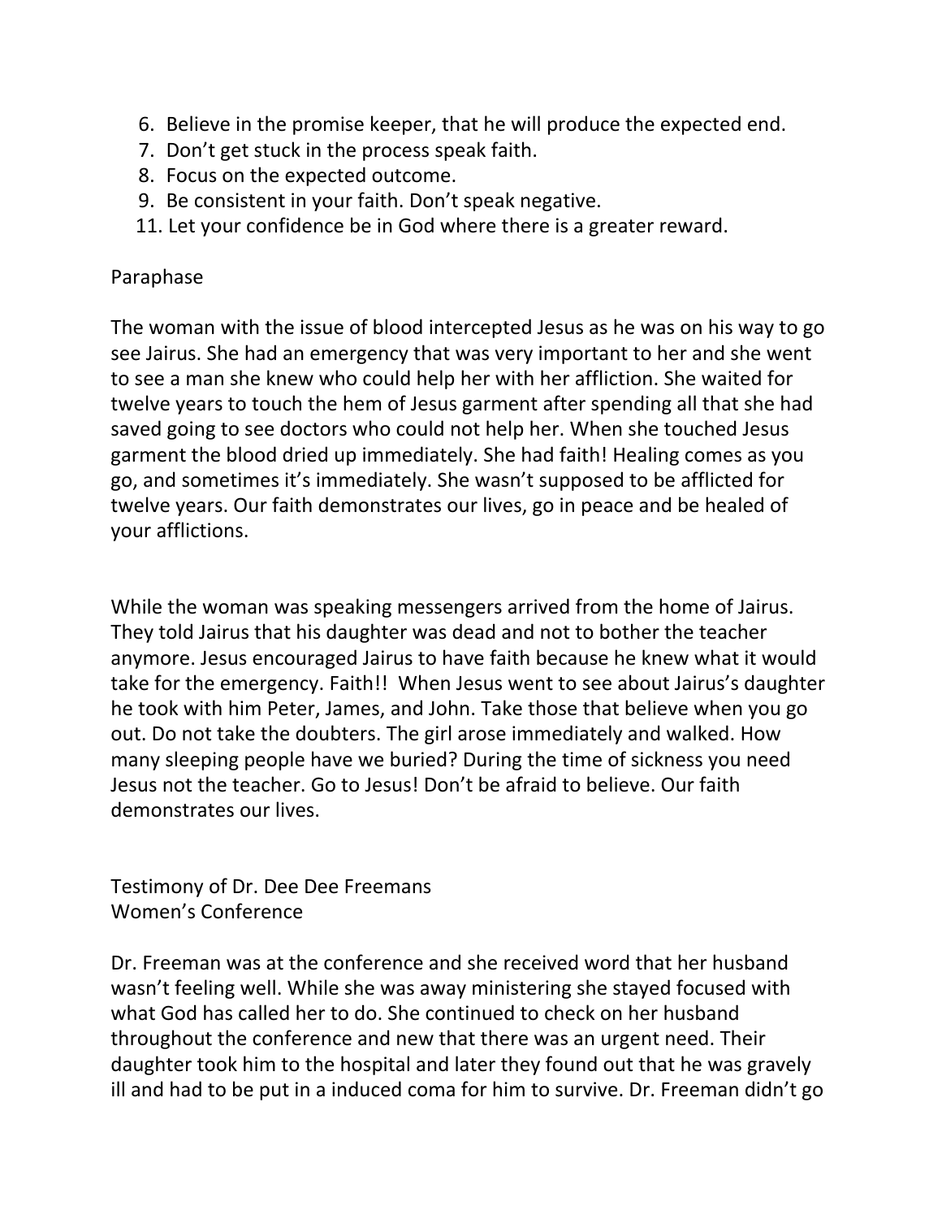6. Believe in the promise keeper, that he will produce the expected end.
7. Don't get stuck in the process speak faith.
8. Focus on the expected outcome.
9. Be consistent in your faith. Don't speak negative.
11. Let your confidence be in God where there is a greater reward.

Paraphase

The woman with the issue of blood intercepted Jesus as he was on his way to go see Jairus. She had an emergency that was very important to her and she went to see a man she knew who could help her with her affliction. She waited for twelve years to touch the hem of Jesus garment after spending all that she had saved going to see doctors who could not help her. When she touched Jesus garment the blood dried up immediately. She had faith! Healing comes as you go, and sometimes it's immediately. She wasn't supposed to be afflicted for twelve years. Our faith demonstrates our lives, go in peace and be healed of your afflictions.

While the woman was speaking messengers arrived from the home of Jairus. They told Jairus that his daughter was dead and not to bother the teacher anymore. Jesus encouraged Jairus to have faith because he knew what it would take for the emergency. Faith!! When Jesus went to see about Jairus's daughter he took with him Peter, James, and John. Take those that believe when you go out. Do not take the doubters. The girl arose immediately and walked. How many sleeping people have we buried? During the time of sickness you need Jesus not the teacher. Go to Jesus! Don't be afraid to believe. Our faith demonstrates our lives.

Testimony of Dr. Dee Dee Freemans
Women's Conference

Dr. Freeman was at the conference and she received word that her husband wasn't feeling well. While she was away ministering she stayed focused with what God has called her to do. She continued to check on her husband throughout the conference and new that there was an urgent need. Their daughter took him to the hospital and later they found out that he was gravely ill and had to be put in a induced coma for him to survive. Dr. Freeman didn't go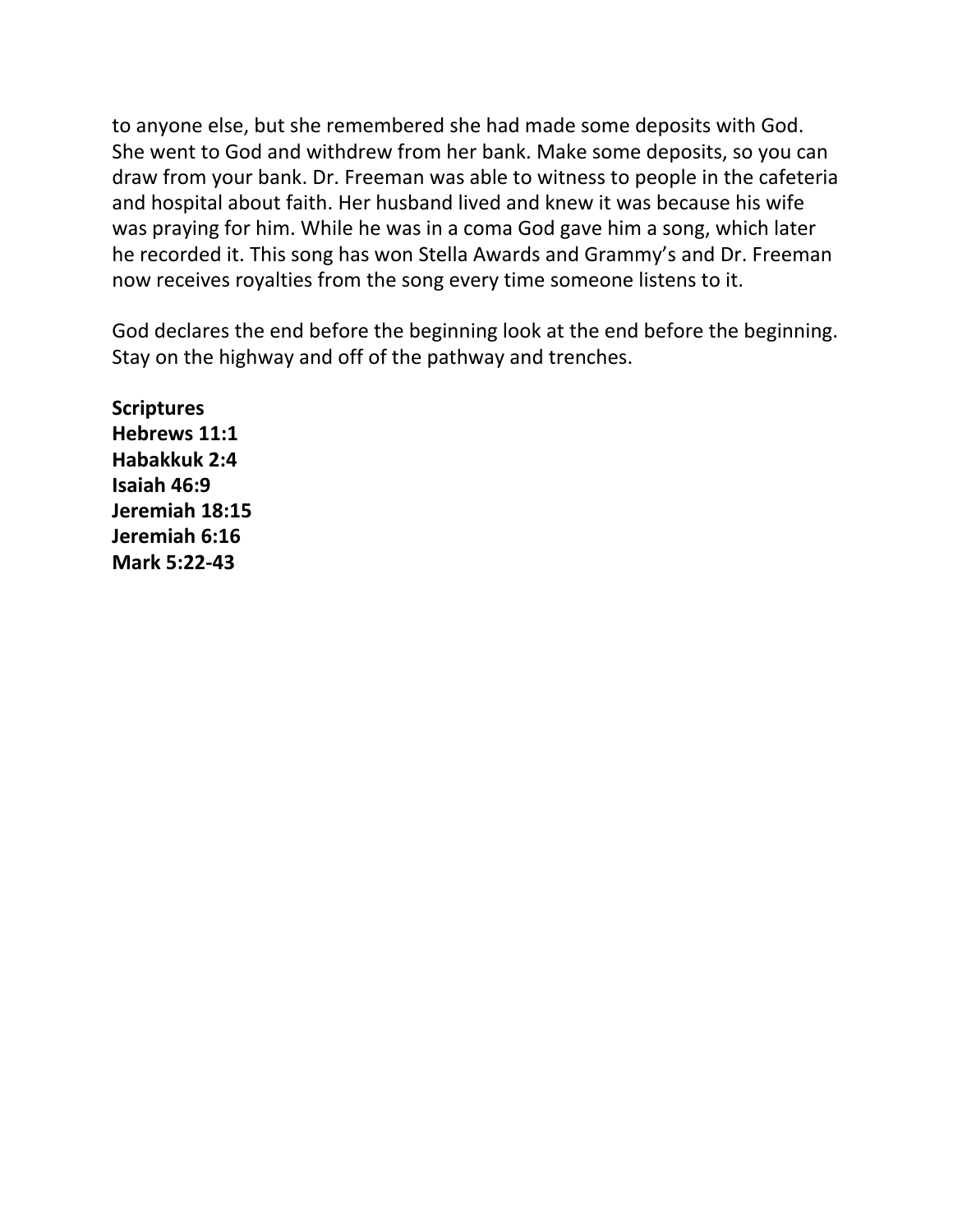to anyone else, but she remembered she had made some deposits with God. She went to God and withdrew from her bank. Make some deposits, so you can draw from your bank. Dr. Freeman was able to witness to people in the cafeteria and hospital about faith. Her husband lived and knew it was because his wife was praying for him. While he was in a coma God gave him a song, which later he recorded it. This song has won Stella Awards and Grammy's and Dr. Freeman now receives royalties from the song every time someone listens to it.

God declares the end before the beginning look at the end before the beginning. Stay on the highway and off of the pathway and trenches.

**Scriptures**
**Hebrews 11:1**
**Habakkuk 2:4**
**Isaiah 46:9**
**Jeremiah 18:15**
**Jeremiah 6:16**
**Mark 5:22-43**